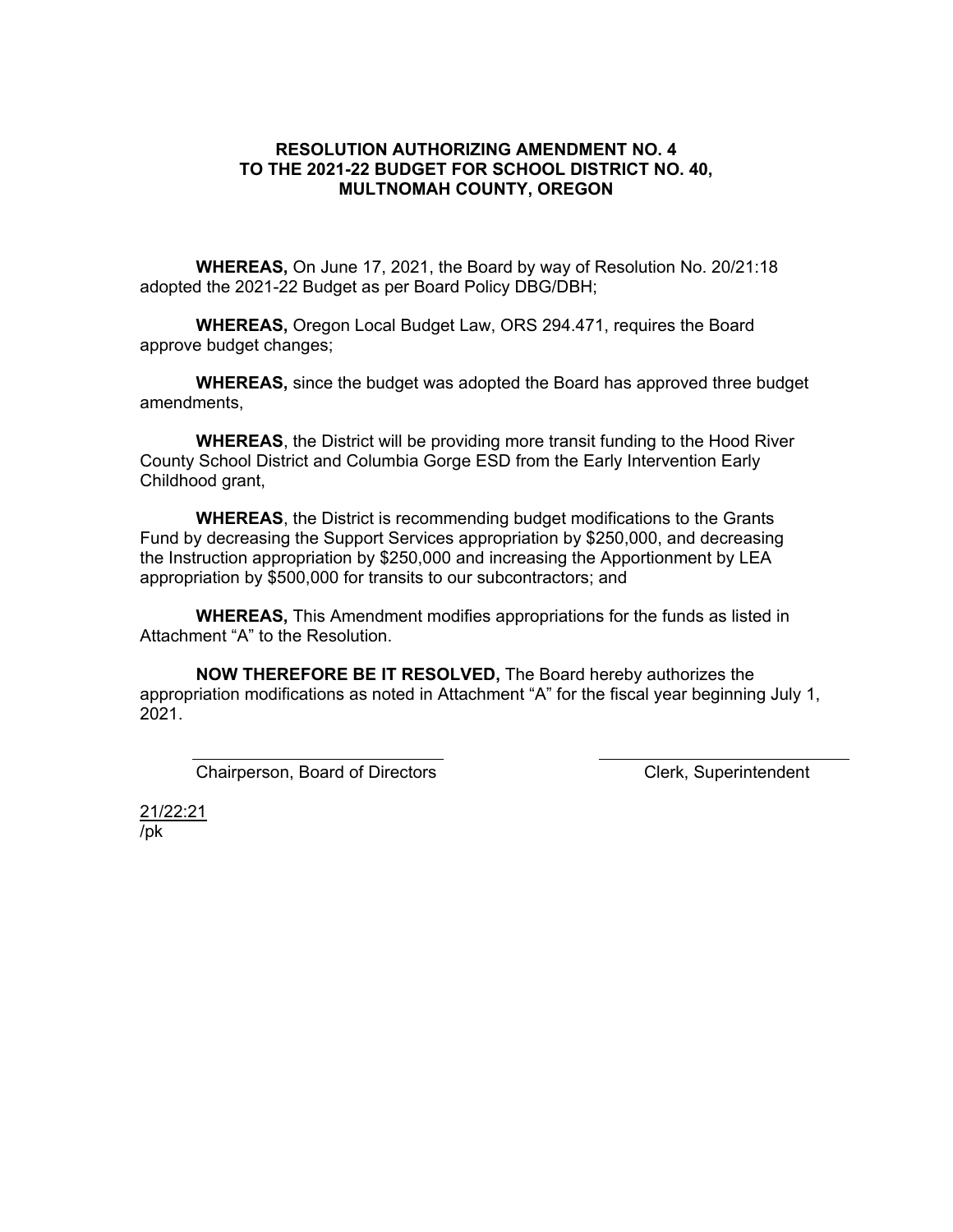# RESOLUTION AUTHORIZING AMENDMENT NO. 4 TO THE 2021-22 BUDGET FOR SCHOOL DISTRICT NO. 40, MULTNOMAH COUNTY, OREGON

**WHEREAS,** On June 17, 2021, the Board by way of Resolution No. 20/21:18 adopted the 2021-22 Budget as per Board Policy DBG/DBH;

**WHEREAS,** Oregon Local Budget Law, ORS 294.471, requires the Board approve budget changes;

**WHEREAS,** since the budget was adopted the Board has approved three budget amendments,

**WHEREAS**, the District will be providing more transit funding to the Hood River County School District and Columbia Gorge ESD from the Early Intervention Early Childhood grant,

**WHEREAS**, the District is recommending budget modifications to the Grants Fund by decreasing the Support Services appropriation by $250,000, and decreasing the Instruction appropriation by $250,000 and increasing the Apportionment by LEA appropriation by $500,000 for transits to our subcontractors; and

**WHEREAS,** This Amendment modifies appropriations for the funds as listed in Attachment "A" to the Resolution.

**NOW THEREFORE BE IT RESOLVED,** The Board hereby authorizes the appropriation modifications as noted in Attachment "A" for the fiscal year beginning July 1, 2021.

\_\_\_\_\_\_\_\_\_\_\_\_\_\_\_\_\_\_\_\_\_\_\_\_\_\_\_\_\_\_
Chairperson, Board of Directors

\_\_\_\_\_\_\_\_\_\_\_\_\_\_\_\_\_\_\_\_\_\_\_\_\_\_\_\_\_\_
Clerk, Superintendent

21/22:21
/pk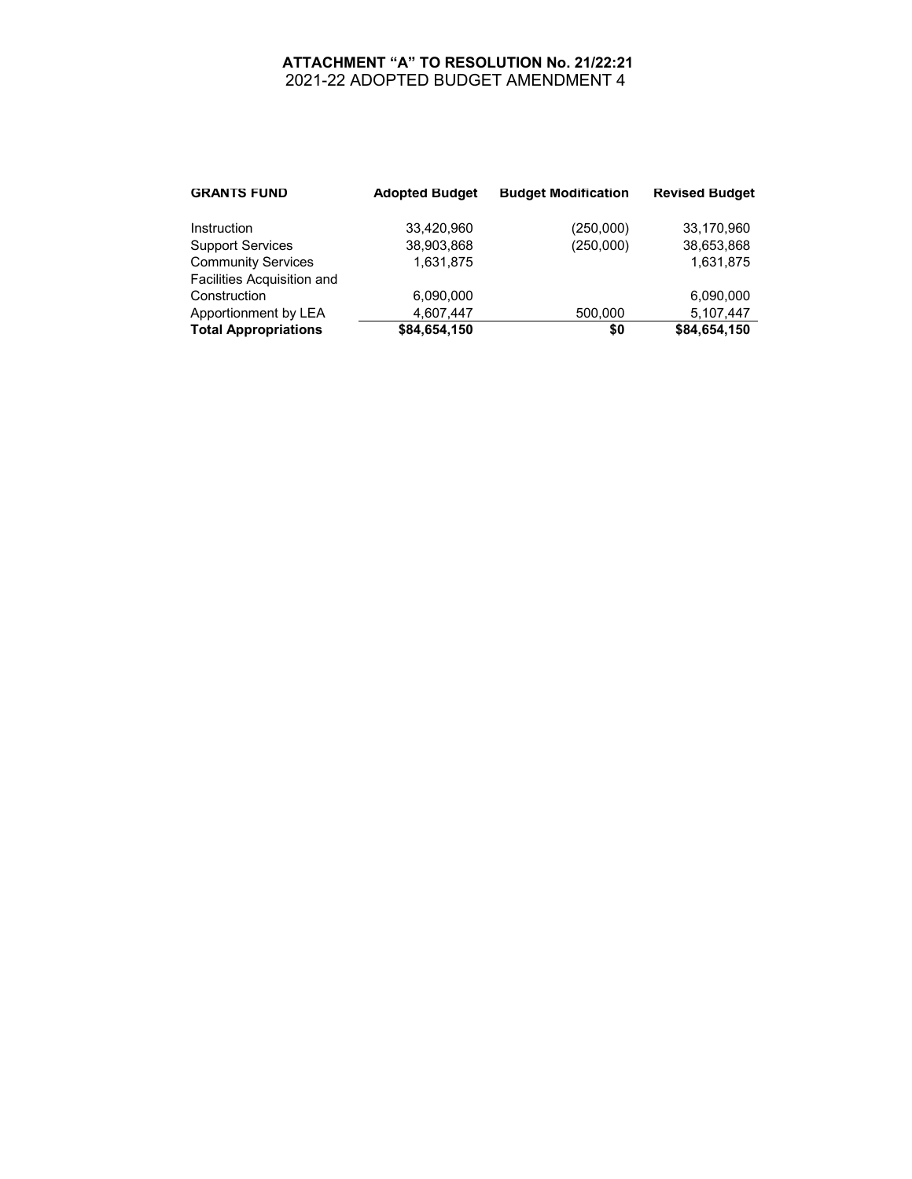**ATTACHMENT "A" TO RESOLUTION No. 21/22:21**

2021-22 ADOPTED BUDGET AMENDMENT 4

| GRANTS FUND | Adopted Budget | Budget Modification | Revised Budget |
|---|---|---|---|
| Instruction | 33,420,960 | (250,000) | 33,170,960 |
| Support Services | 38,903,868 | (250,000) | 38,653,868 |
| Community Services | 1,631,875 | | 1,631,875 |
| Facilities Acquisition and Construction | 6,090,000 | | 6,090,000 |
| Apportionment by LEA | 4,607,447 | 500,000 | 5,107,447 |
| **Total Appropriations** | **$84,654,150** | **$0** | **$84,654,150** |